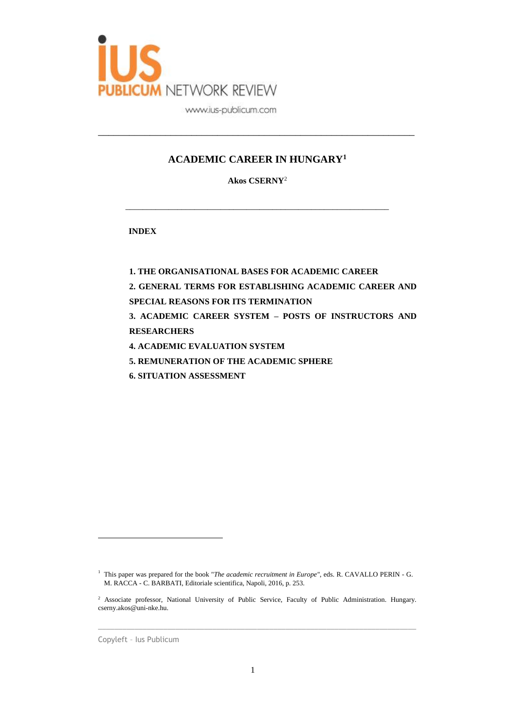# ACADEMIC CAREER IN HUNGARY[1]

**Akos CSERNY**[2]

---

**INDEX**

**1. THE ORGANISATIONAL BASES FOR ACADEMIC CAREER**

**2. GENERAL TERMS FOR ESTABLISHING ACADEMIC CAREER AND SPECIAL REASONS FOR ITS TERMINATION**

**3. ACADEMIC CAREER SYSTEM – POSTS OF INSTRUCTORS AND RESEARCHERS**

**4. ACADEMIC EVALUATION SYSTEM**

**5. REMUNERATION OF THE ACADEMIC SPHERE**

**6. SITUATION ASSESSMENT**

---

[1] This paper was prepared for the book "*The academic recruitment in Europe*", eds. R. CAVALLO PERIN - G. M. RACCA - C. BARBATI, Editoriale scientifica, Napoli, 2016, p. 253.

[2] Associate professor, National University of Public Service, Faculty of Public Administration. Hungary. cserny.akos@uni-nke.hu.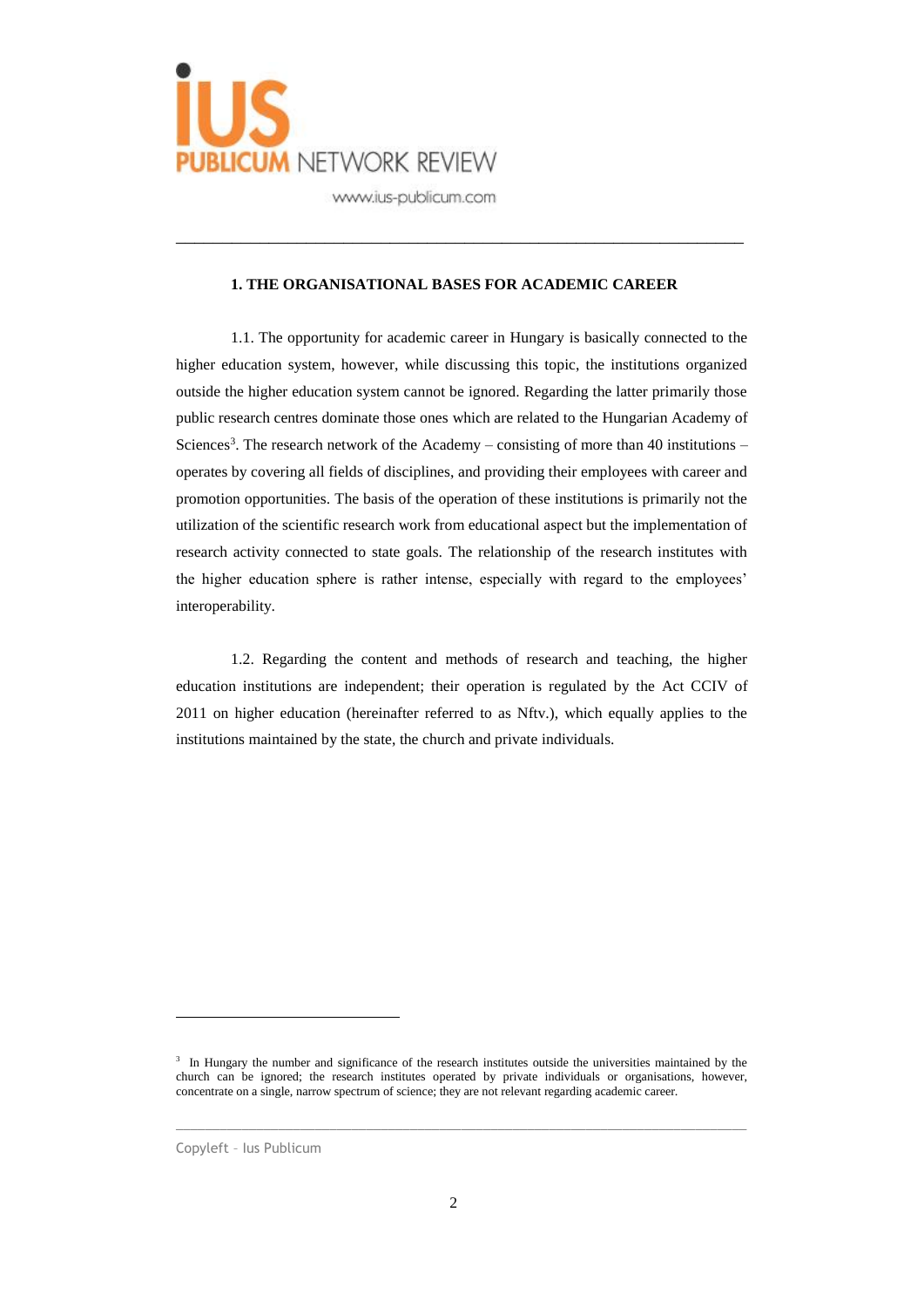## 1. THE ORGANISATIONAL BASES FOR ACADEMIC CAREER

1.1. The opportunity for academic career in Hungary is basically connected to the higher education system, however, while discussing this topic, the institutions organized outside the higher education system cannot be ignored. Regarding the latter primarily those public research centres dominate those ones which are related to the Hungarian Academy of Sciences[3]. The research network of the Academy – consisting of more than 40 institutions – operates by covering all fields of disciplines, and providing their employees with career and promotion opportunities. The basis of the operation of these institutions is primarily not the utilization of the scientific research work from educational aspect but the implementation of research activity connected to state goals. The relationship of the research institutes with the higher education sphere is rather intense, especially with regard to the employees' interoperability.

1.2. Regarding the content and methods of research and teaching, the higher education institutions are independent; their operation is regulated by the Act CCIV of 2011 on higher education (hereinafter referred to as Nftv.), which equally applies to the institutions maintained by the state, the church and private individuals.

---

[3] In Hungary the number and significance of the research institutes outside the universities maintained by the church can be ignored; the research institutes operated by private individuals or organisations, however, concentrate on a single, narrow spectrum of science; they are not relevant regarding academic career.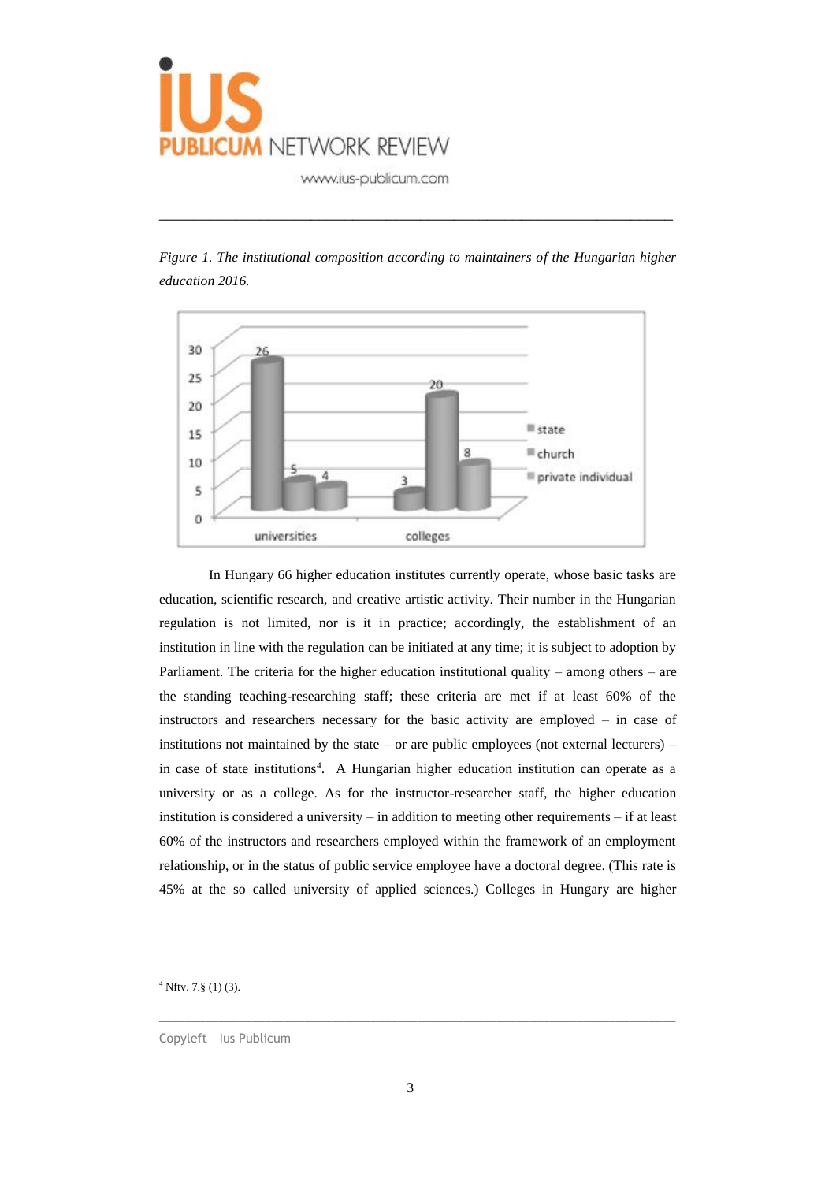*Figure 1. The institutional composition according to maintainers of the Hungarian higher education 2016.*

In Hungary 66 higher education institutes currently operate, whose basic tasks are education, scientific research, and creative artistic activity. Their number in the Hungarian regulation is not limited, nor is it in practice; accordingly, the establishment of an institution in line with the regulation can be initiated at any time; it is subject to adoption by Parliament. The criteria for the higher education institutional quality – among others – are the standing teaching-researching staff; these criteria are met if at least 60% of the instructors and researchers necessary for the basic activity are employed – in case of institutions not maintained by the state – or are public employees (not external lecturers) – in case of state institutions[4]. A Hungarian higher education institution can operate as a university or as a college. As for the instructor-researcher staff, the higher education institution is considered a university – in addition to meeting other requirements – if at least 60% of the instructors and researchers employed within the framework of an employment relationship, or in the status of public service employee have a doctoral degree. (This rate is 45% at the so called university of applied sciences.) Colleges in Hungary are higher

---

[4] Nftv. 7.§ (1) (3).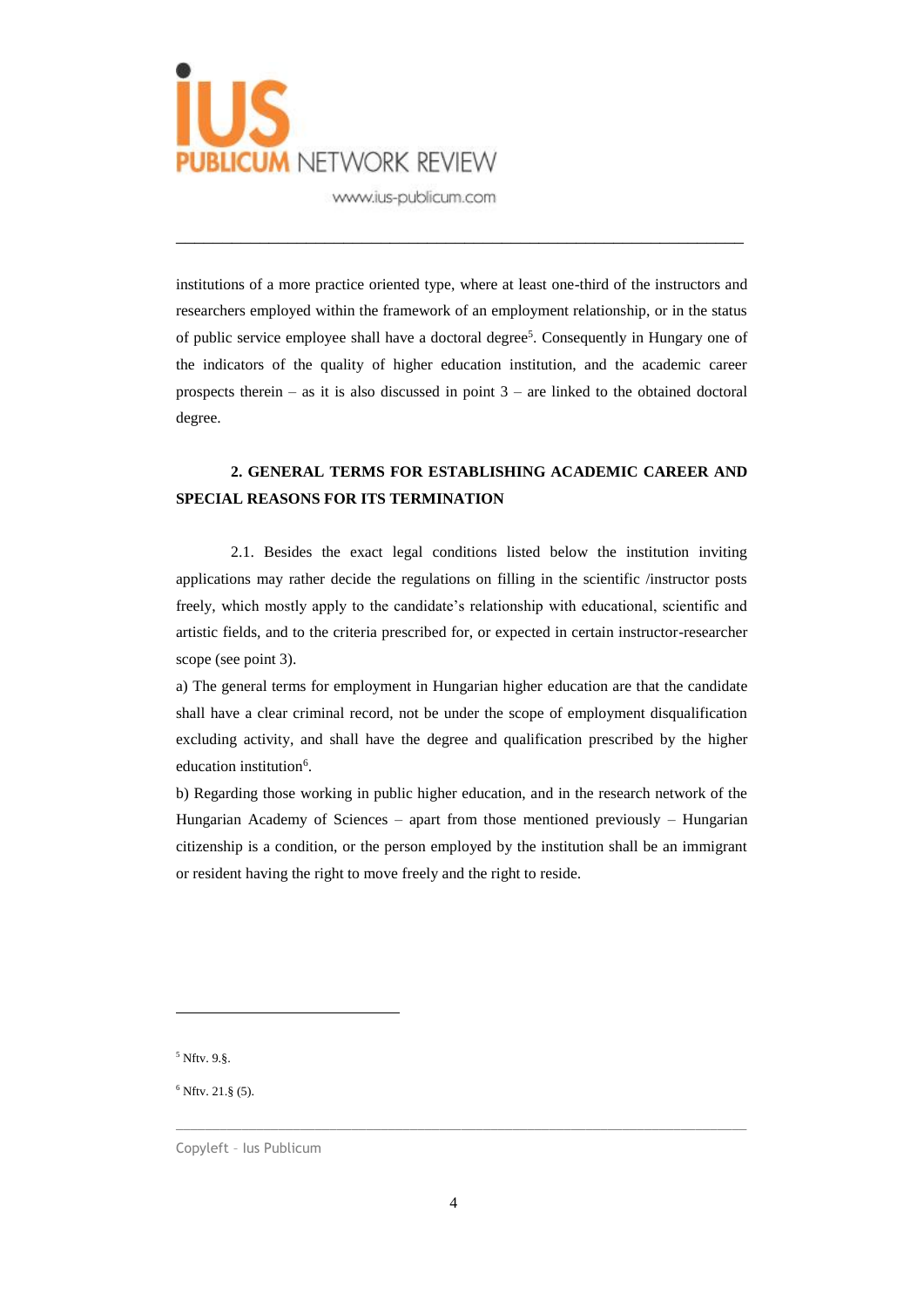institutions of a more practice oriented type, where at least one-third of the instructors and researchers employed within the framework of an employment relationship, or in the status of public service employee shall have a doctoral degree[5]. Consequently in Hungary one of the indicators of the quality of higher education institution, and the academic career prospects therein – as it is also discussed in point 3 – are linked to the obtained doctoral degree.

## 2. GENERAL TERMS FOR ESTABLISHING ACADEMIC CAREER AND SPECIAL REASONS FOR ITS TERMINATION

2.1. Besides the exact legal conditions listed below the institution inviting applications may rather decide the regulations on filling in the scientific /instructor posts freely, which mostly apply to the candidate's relationship with educational, scientific and artistic fields, and to the criteria prescribed for, or expected in certain instructor-researcher scope (see point 3).

a) The general terms for employment in Hungarian higher education are that the candidate shall have a clear criminal record, not be under the scope of employment disqualification excluding activity, and shall have the degree and qualification prescribed by the higher education institution[6].

b) Regarding those working in public higher education, and in the research network of the Hungarian Academy of Sciences – apart from those mentioned previously – Hungarian citizenship is a condition, or the person employed by the institution shall be an immigrant or resident having the right to move freely and the right to reside.

---

[5] Nftv. 9.§.

[6] Nftv. 21.§ (5).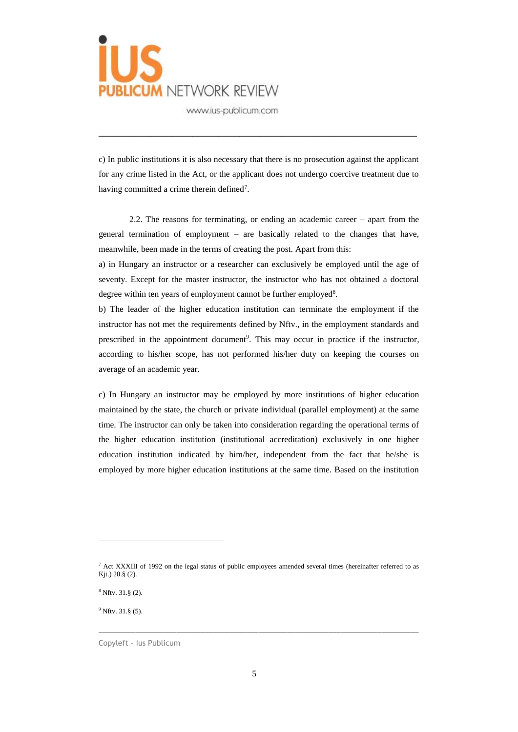c) In public institutions it is also necessary that there is no prosecution against the applicant for any crime listed in the Act, or the applicant does not undergo coercive treatment due to having committed a crime therein defined[7].

2.2. The reasons for terminating, or ending an academic career – apart from the general termination of employment – are basically related to the changes that have, meanwhile, been made in the terms of creating the post. Apart from this:

a) in Hungary an instructor or a researcher can exclusively be employed until the age of seventy. Except for the master instructor, the instructor who has not obtained a doctoral degree within ten years of employment cannot be further employed[8].

b) The leader of the higher education institution can terminate the employment if the instructor has not met the requirements defined by Nftv., in the employment standards and prescribed in the appointment document[9]. This may occur in practice if the instructor, according to his/her scope, has not performed his/her duty on keeping the courses on average of an academic year.

c) In Hungary an instructor may be employed by more institutions of higher education maintained by the state, the church or private individual (parallel employment) at the same time. The instructor can only be taken into consideration regarding the operational terms of the higher education institution (institutional accreditation) exclusively in one higher education institution indicated by him/her, independent from the fact that he/she is employed by more higher education institutions at the same time. Based on the institution

---

[7] Act XXXIII of 1992 on the legal status of public employees amended several times (hereinafter referred to as Kjt.) 20.§ (2).

[8] Nftv. 31.§ (2).

[9] Nftv. 31.§ (5).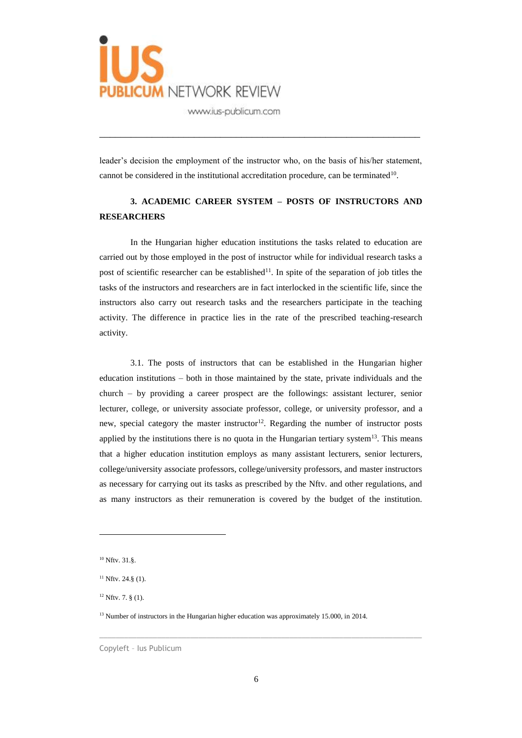leader's decision the employment of the instructor who, on the basis of his/her statement, cannot be considered in the institutional accreditation procedure, can be terminated[10].

## 3. ACADEMIC CAREER SYSTEM – POSTS OF INSTRUCTORS AND RESEARCHERS

In the Hungarian higher education institutions the tasks related to education are carried out by those employed in the post of instructor while for individual research tasks a post of scientific researcher can be established[11]. In spite of the separation of job titles the tasks of the instructors and researchers are in fact interlocked in the scientific life, since the instructors also carry out research tasks and the researchers participate in the teaching activity. The difference in practice lies in the rate of the prescribed teaching-research activity.

3.1. The posts of instructors that can be established in the Hungarian higher education institutions – both in those maintained by the state, private individuals and the church – by providing a career prospect are the followings: assistant lecturer, senior lecturer, college, or university associate professor, college, or university professor, and a new, special category the master instructor[12]. Regarding the number of instructor posts applied by the institutions there is no quota in the Hungarian tertiary system[13]. This means that a higher education institution employs as many assistant lecturers, senior lecturers, college/university associate professors, college/university professors, and master instructors as necessary for carrying out its tasks as prescribed by the Nftv. and other regulations, and as many instructors as their remuneration is covered by the budget of the institution.

---

[10] Nftv. 31.§.

[11] Nftv. 24.§ (1).

[12] Nftv. 7. § (1).

[13] Number of instructors in the Hungarian higher education was approximately 15.000, in 2014.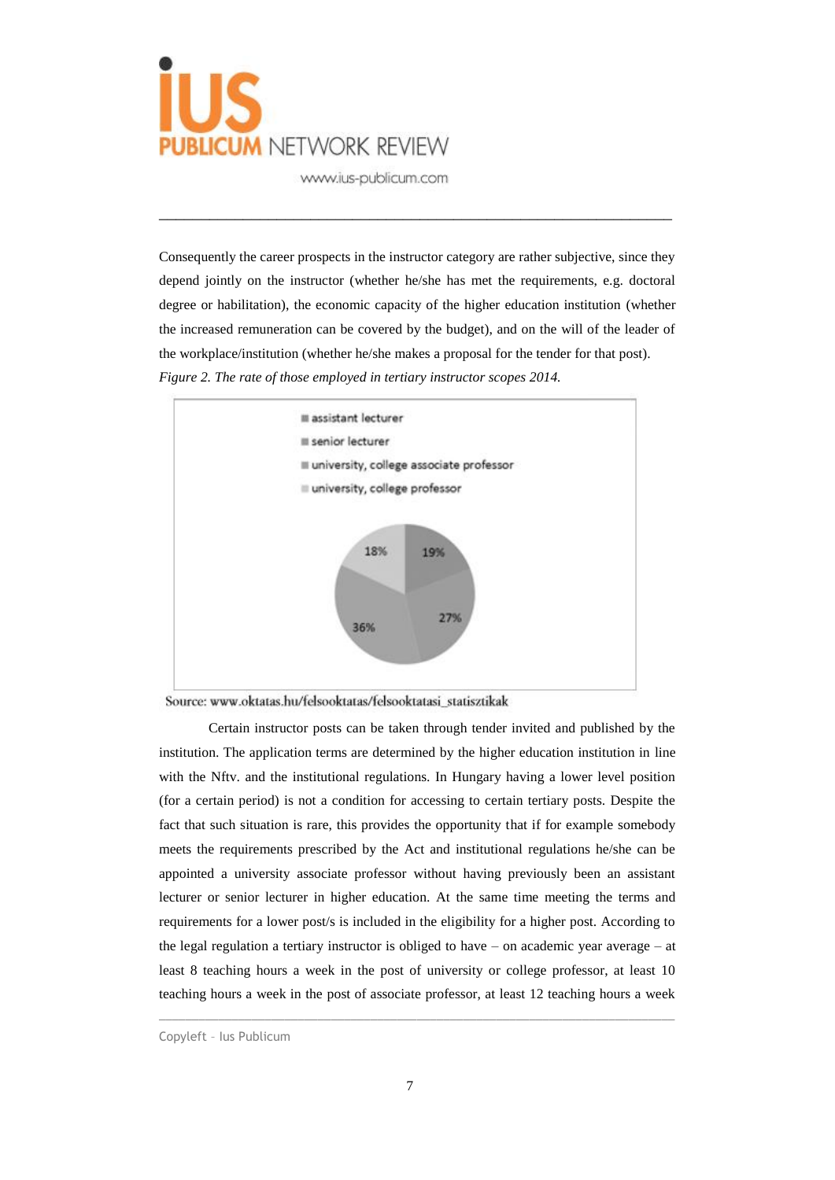Consequently the career prospects in the instructor category are rather subjective, since they depend jointly on the instructor (whether he/she has met the requirements, e.g. doctoral degree or habilitation), the economic capacity of the higher education institution (whether the increased remuneration can be covered by the budget), and on the will of the leader of the workplace/institution (whether he/she makes a proposal for the tender for that post).

*Figure 2. The rate of those employed in tertiary instructor scopes 2014.*

- assistant lecturer
- senior lecturer
- university, college associate professor
- university, college professor

18% 19% 27% 36%

Source: www.oktatas.hu/felsooktatas/felsooktatasi_statisztikak

Certain instructor posts can be taken through tender invited and published by the institution. The application terms are determined by the higher education institution in line with the Nftv. and the institutional regulations. In Hungary having a lower level position (for a certain period) is not a condition for accessing to certain tertiary posts. Despite the fact that such situation is rare, this provides the opportunity that if for example somebody meets the requirements prescribed by the Act and institutional regulations he/she can be appointed a university associate professor without having previously been an assistant lecturer or senior lecturer in higher education. At the same time meeting the terms and requirements for a lower post/s is included in the eligibility for a higher post. According to the legal regulation a tertiary instructor is obliged to have – on academic year average – at least 8 teaching hours a week in the post of university or college professor, at least 10 teaching hours a week in the post of associate professor, at least 12 teaching hours a week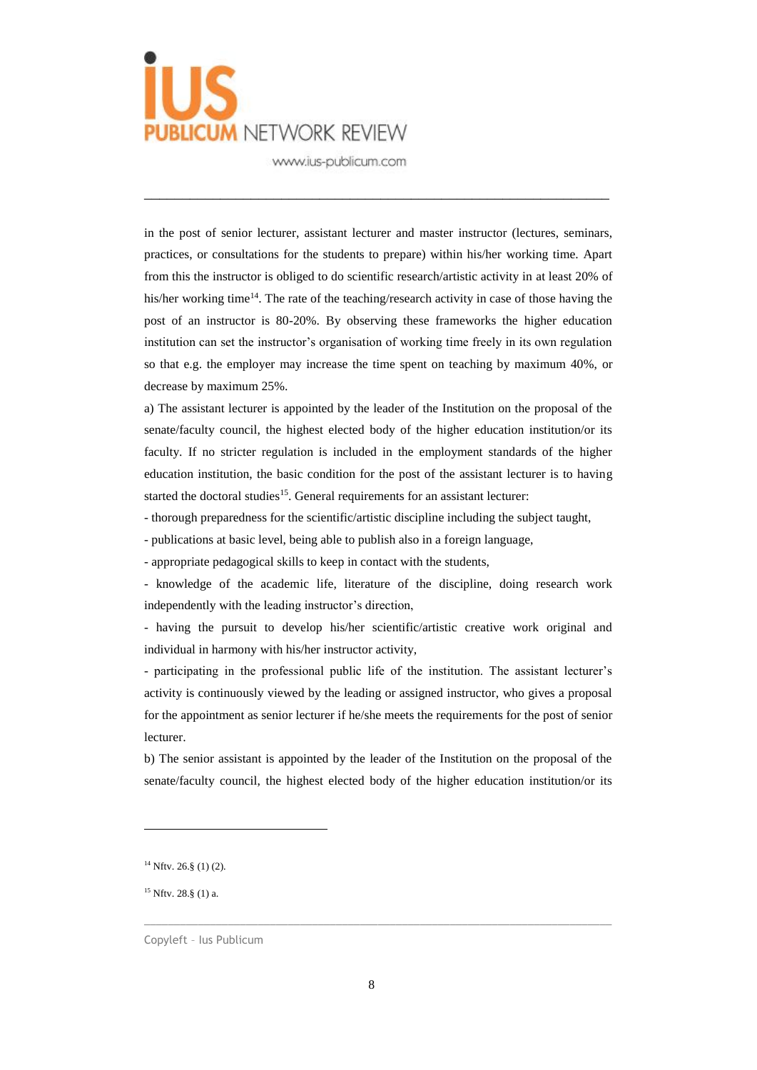in the post of senior lecturer, assistant lecturer and master instructor (lectures, seminars, practices, or consultations for the students to prepare) within his/her working time. Apart from this the instructor is obliged to do scientific research/artistic activity in at least 20% of his/her working time[14]. The rate of the teaching/research activity in case of those having the post of an instructor is 80-20%. By observing these frameworks the higher education institution can set the instructor's organisation of working time freely in its own regulation so that e.g. the employer may increase the time spent on teaching by maximum 40%, or decrease by maximum 25%.

a) The assistant lecturer is appointed by the leader of the Institution on the proposal of the senate/faculty council, the highest elected body of the higher education institution/or its faculty. If no stricter regulation is included in the employment standards of the higher education institution, the basic condition for the post of the assistant lecturer is to having started the doctoral studies[15]. General requirements for an assistant lecturer:

- thorough preparedness for the scientific/artistic discipline including the subject taught,
- publications at basic level, being able to publish also in a foreign language,
- appropriate pedagogical skills to keep in contact with the students,
- knowledge of the academic life, literature of the discipline, doing research work independently with the leading instructor's direction,
- having the pursuit to develop his/her scientific/artistic creative work original and individual in harmony with his/her instructor activity,
- participating in the professional public life of the institution. The assistant lecturer's activity is continuously viewed by the leading or assigned instructor, who gives a proposal for the appointment as senior lecturer if he/she meets the requirements for the post of senior lecturer.

b) The senior assistant is appointed by the leader of the Institution on the proposal of the senate/faculty council, the highest elected body of the higher education institution/or its

---

[14] Nftv. 26.§ (1) (2).

[15] Nftv. 28.§ (1) a.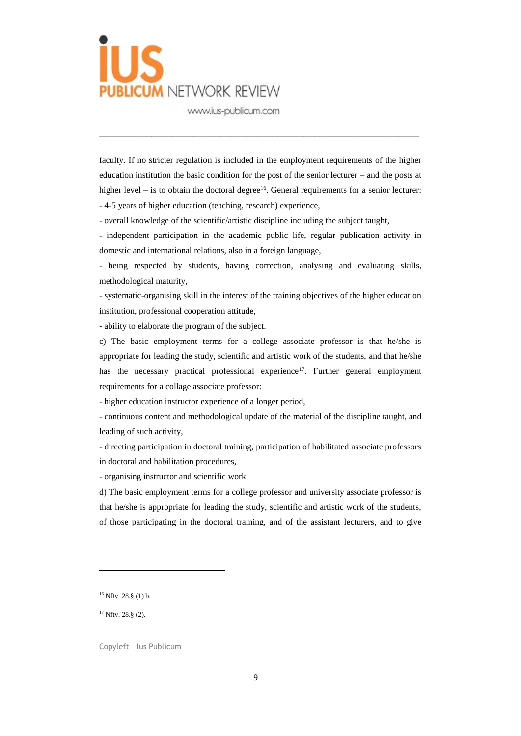faculty. If no stricter regulation is included in the employment requirements of the higher education institution the basic condition for the post of the senior lecturer – and the posts at higher level – is to obtain the doctoral degree[16]. General requirements for a senior lecturer:

- 4-5 years of higher education (teaching, research) experience,
- overall knowledge of the scientific/artistic discipline including the subject taught,
- independent participation in the academic public life, regular publication activity in domestic and international relations, also in a foreign language,
- being respected by students, having correction, analysing and evaluating skills, methodological maturity,
- systematic-organising skill in the interest of the training objectives of the higher education institution, professional cooperation attitude,
- ability to elaborate the program of the subject.

c) The basic employment terms for a college associate professor is that he/she is appropriate for leading the study, scientific and artistic work of the students, and that he/she has the necessary practical professional experience[17]. Further general employment requirements for a collage associate professor:

- higher education instructor experience of a longer period,
- continuous content and methodological update of the material of the discipline taught, and leading of such activity,
- directing participation in doctoral training, participation of habilitated associate professors in doctoral and habilitation procedures,
- organising instructor and scientific work.

d) The basic employment terms for a college professor and university associate professor is that he/she is appropriate for leading the study, scientific and artistic work of the students, of those participating in the doctoral training, and of the assistant lecturers, and to give

---

[16] Nftv. 28.§ (1) b.

[17] Nftv. 28.§ (2).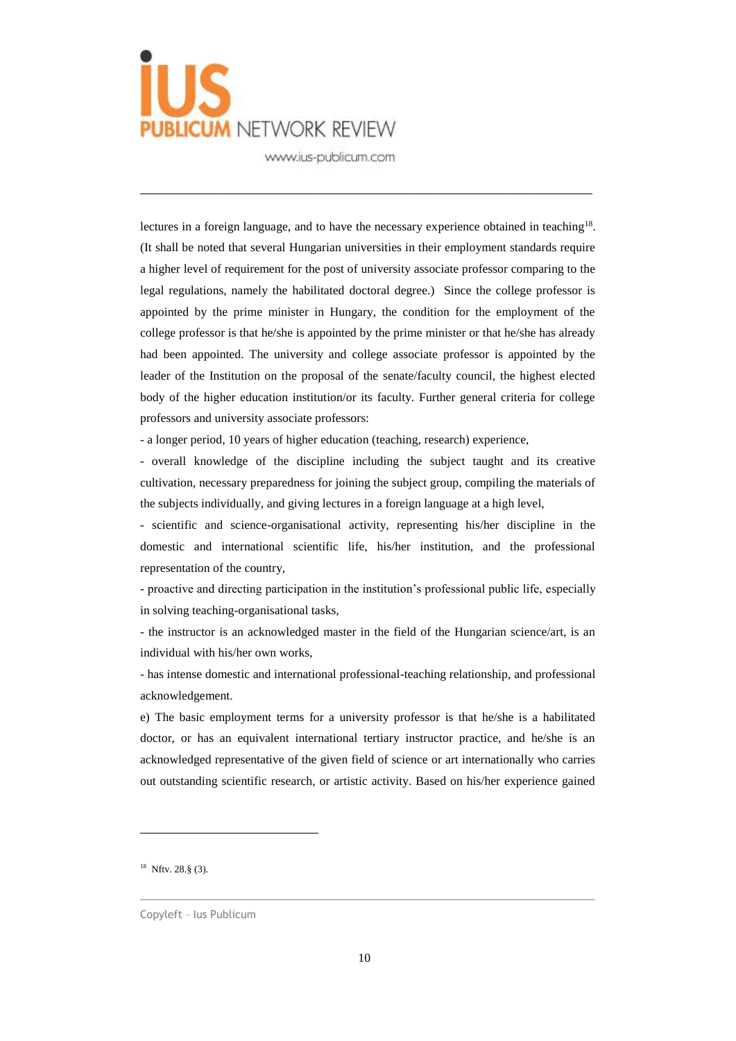lectures in a foreign language, and to have the necessary experience obtained in teaching[18]. (It shall be noted that several Hungarian universities in their employment standards require a higher level of requirement for the post of university associate professor comparing to the legal regulations, namely the habilitated doctoral degree.) Since the college professor is appointed by the prime minister in Hungary, the condition for the employment of the college professor is that he/she is appointed by the prime minister or that he/she has already had been appointed. The university and college associate professor is appointed by the leader of the Institution on the proposal of the senate/faculty council, the highest elected body of the higher education institution/or its faculty. Further general criteria for college professors and university associate professors:

- a longer period, 10 years of higher education (teaching, research) experience,
- overall knowledge of the discipline including the subject taught and its creative cultivation, necessary preparedness for joining the subject group, compiling the materials of the subjects individually, and giving lectures in a foreign language at a high level,
- scientific and science-organisational activity, representing his/her discipline in the domestic and international scientific life, his/her institution, and the professional representation of the country,
- proactive and directing participation in the institution's professional public life, especially in solving teaching-organisational tasks,
- the instructor is an acknowledged master in the field of the Hungarian science/art, is an individual with his/her own works,
- has intense domestic and international professional-teaching relationship, and professional acknowledgement.

e) The basic employment terms for a university professor is that he/she is a habilitated doctor, or has an equivalent international tertiary instructor practice, and he/she is an acknowledged representative of the given field of science or art internationally who carries out outstanding scientific research, or artistic activity. Based on his/her experience gained

---

[18] Nftv. 28.§ (3).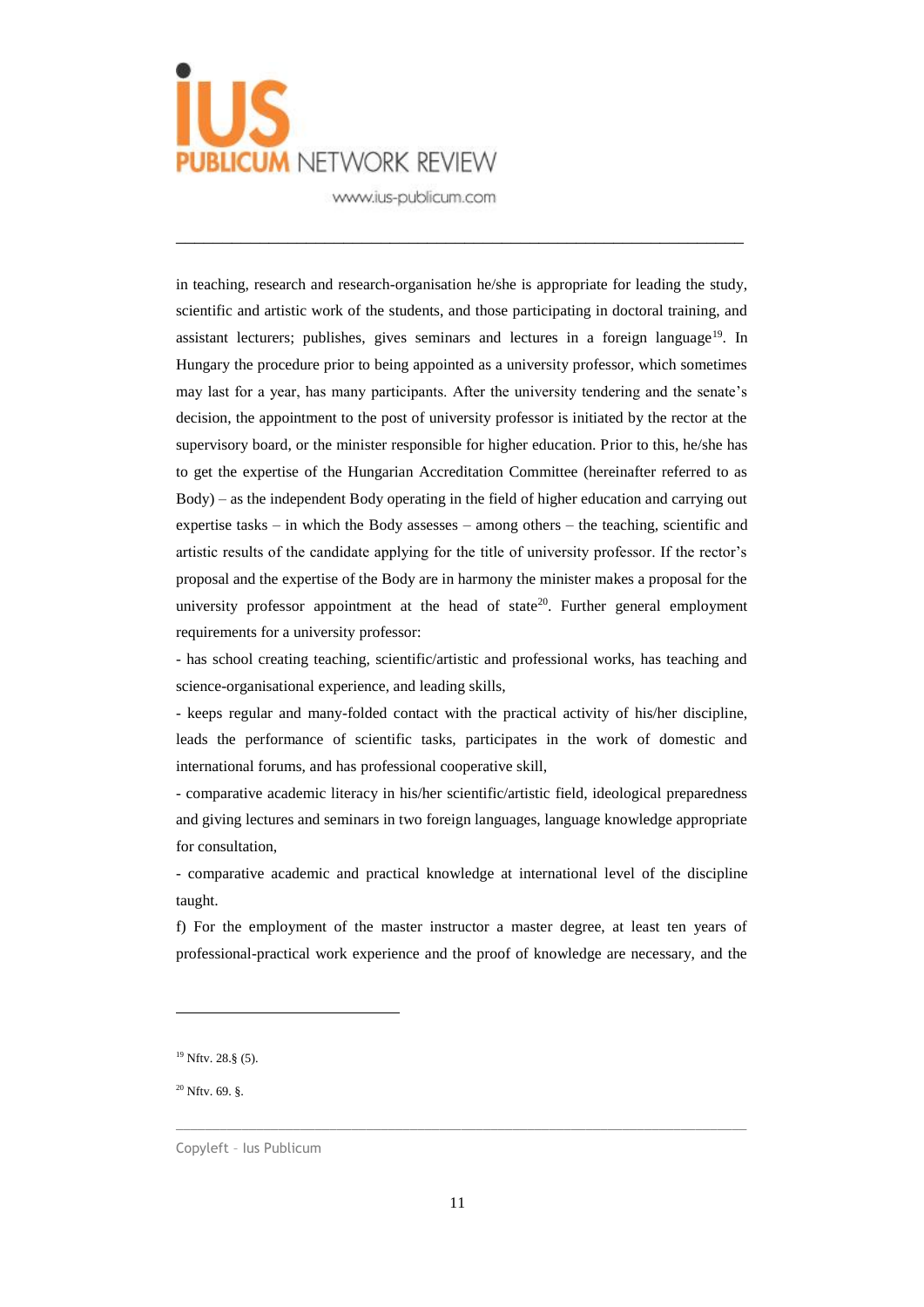in teaching, research and research-organisation he/she is appropriate for leading the study, scientific and artistic work of the students, and those participating in doctoral training, and assistant lecturers; publishes, gives seminars and lectures in a foreign language[19]. In Hungary the procedure prior to being appointed as a university professor, which sometimes may last for a year, has many participants. After the university tendering and the senate's decision, the appointment to the post of university professor is initiated by the rector at the supervisory board, or the minister responsible for higher education. Prior to this, he/she has to get the expertise of the Hungarian Accreditation Committee (hereinafter referred to as Body) – as the independent Body operating in the field of higher education and carrying out expertise tasks – in which the Body assesses – among others – the teaching, scientific and artistic results of the candidate applying for the title of university professor. If the rector's proposal and the expertise of the Body are in harmony the minister makes a proposal for the university professor appointment at the head of state[20]. Further general employment requirements for a university professor:

- has school creating teaching, scientific/artistic and professional works, has teaching and science-organisational experience, and leading skills,
- keeps regular and many-folded contact with the practical activity of his/her discipline, leads the performance of scientific tasks, participates in the work of domestic and international forums, and has professional cooperative skill,
- comparative academic literacy in his/her scientific/artistic field, ideological preparedness and giving lectures and seminars in two foreign languages, language knowledge appropriate for consultation,
- comparative academic and practical knowledge at international level of the discipline taught.

f) For the employment of the master instructor a master degree, at least ten years of professional-practical work experience and the proof of knowledge are necessary, and the

---

[19] Nftv. 28.§ (5).

[20] Nftv. 69. §.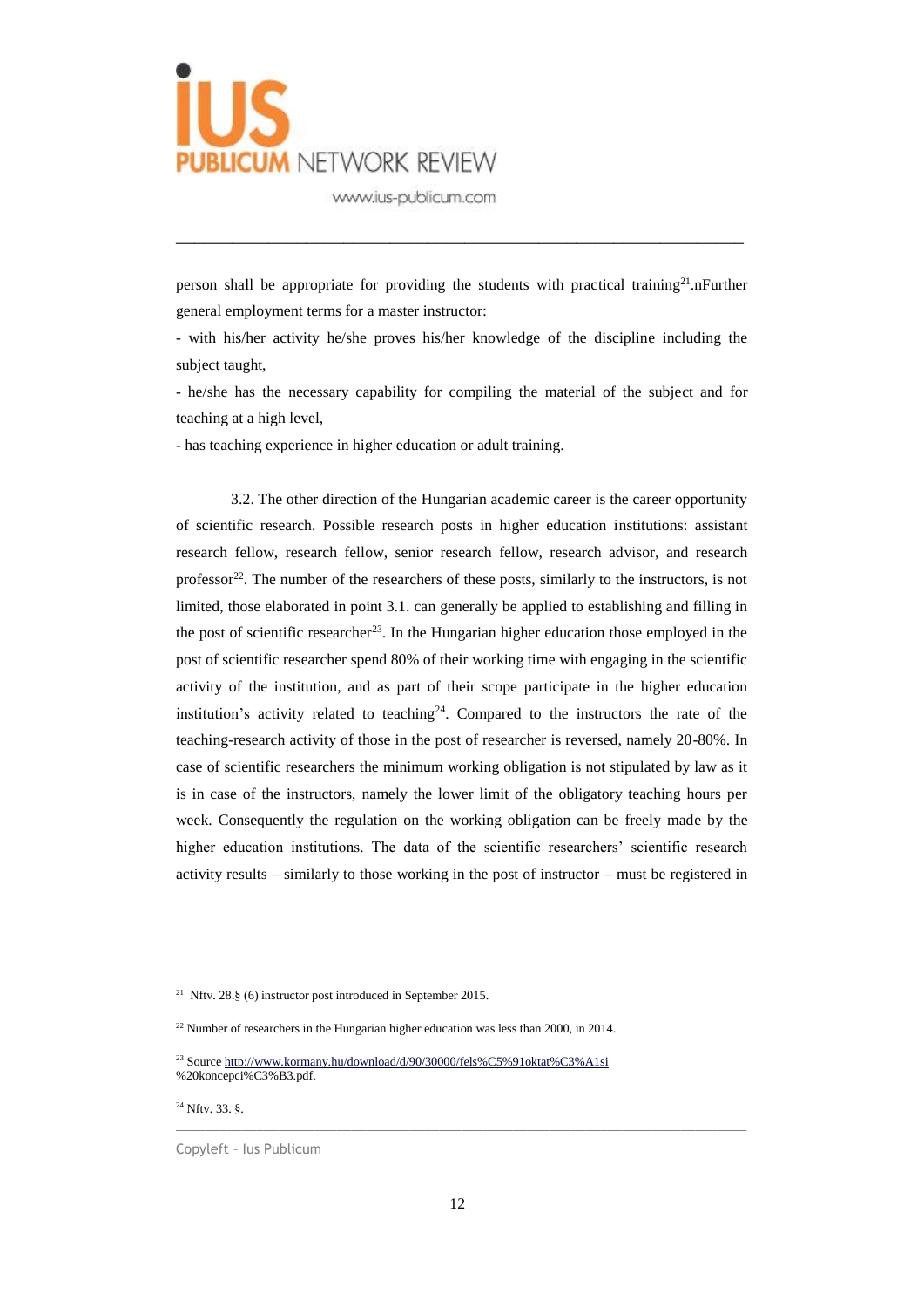person shall be appropriate for providing the students with practical training[21].nFurther general employment terms for a master instructor:

- with his/her activity he/she proves his/her knowledge of the discipline including the subject taught,
- he/she has the necessary capability for compiling the material of the subject and for teaching at a high level,
- has teaching experience in higher education or adult training.

3.2. The other direction of the Hungarian academic career is the career opportunity of scientific research. Possible research posts in higher education institutions: assistant research fellow, research fellow, senior research fellow, research advisor, and research professor[22]. The number of the researchers of these posts, similarly to the instructors, is not limited, those elaborated in point 3.1. can generally be applied to establishing and filling in the post of scientific researcher[23]. In the Hungarian higher education those employed in the post of scientific researcher spend 80% of their working time with engaging in the scientific activity of the institution, and as part of their scope participate in the higher education institution's activity related to teaching[24]. Compared to the instructors the rate of the teaching-research activity of those in the post of researcher is reversed, namely 20-80%. In case of scientific researchers the minimum working obligation is not stipulated by law as it is in case of the instructors, namely the lower limit of the obligatory teaching hours per week. Consequently the regulation on the working obligation can be freely made by the higher education institutions. The data of the scientific researchers' scientific research activity results – similarly to those working in the post of instructor – must be registered in

---

[21] Nftv. 28.§ (6) instructor post introduced in September 2015.

[22] Number of researchers in the Hungarian higher education was less than 2000, in 2014.

[23] Source http://www.kormany.hu/download/d/90/30000/fels%C5%91oktat%C3%A1si%20koncepci%C3%B3.pdf.

[24] Nftv. 33. §.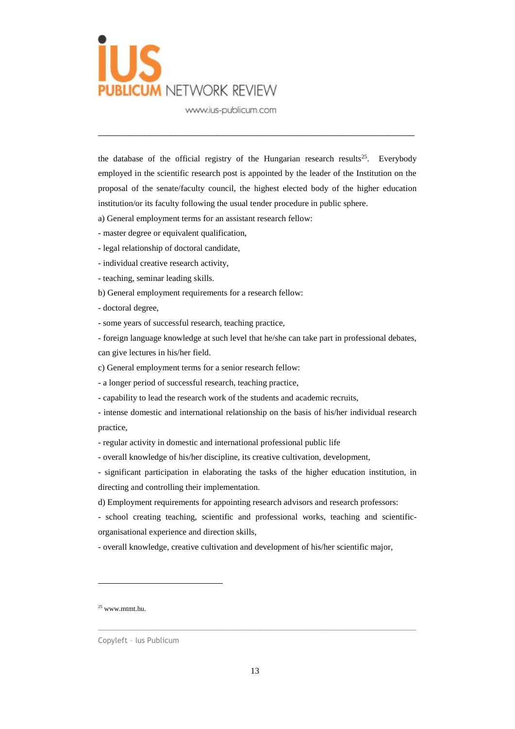the database of the official registry of the Hungarian research results[25]. Everybody employed in the scientific research post is appointed by the leader of the Institution on the proposal of the senate/faculty council, the highest elected body of the higher education institution/or its faculty following the usual tender procedure in public sphere.

a) General employment terms for an assistant research fellow:

- master degree or equivalent qualification,
- legal relationship of doctoral candidate,
- individual creative research activity,
- teaching, seminar leading skills.

b) General employment requirements for a research fellow:

- doctoral degree,
- some years of successful research, teaching practice,
- foreign language knowledge at such level that he/she can take part in professional debates, can give lectures in his/her field.

c) General employment terms for a senior research fellow:

- a longer period of successful research, teaching practice,
- capability to lead the research work of the students and academic recruits,
- intense domestic and international relationship on the basis of his/her individual research practice,
- regular activity in domestic and international professional public life
- overall knowledge of his/her discipline, its creative cultivation, development,
- significant participation in elaborating the tasks of the higher education institution, in directing and controlling their implementation.

d) Employment requirements for appointing research advisors and research professors:

- school creating teaching, scientific and professional works, teaching and scientific-organisational experience and direction skills,
- overall knowledge, creative cultivation and development of his/her scientific major,

---

[25] www.mtmt.hu.

Copyleft – Ius Publicum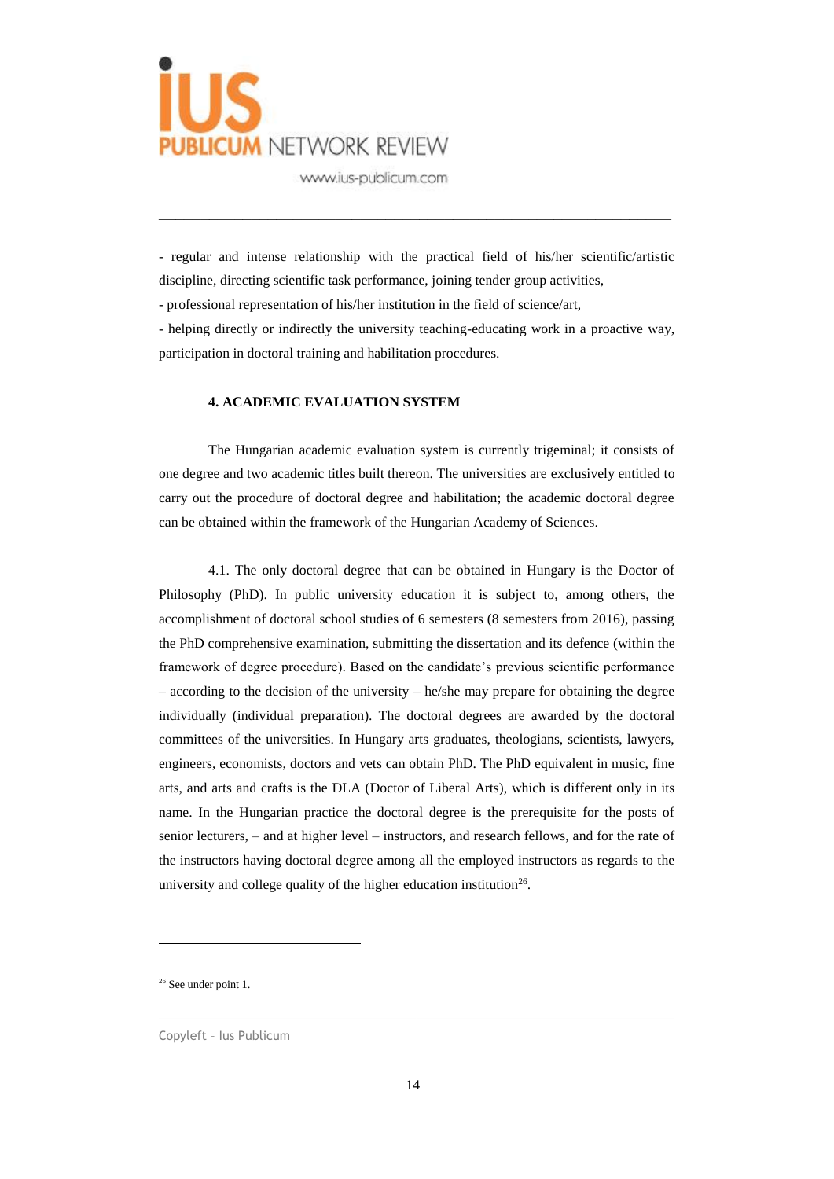- regular and intense relationship with the practical field of his/her scientific/artistic discipline, directing scientific task performance, joining tender group activities,

- professional representation of his/her institution in the field of science/art,

- helping directly or indirectly the university teaching-educating work in a proactive way, participation in doctoral training and habilitation procedures.

#### 4. ACADEMIC EVALUATION SYSTEM

The Hungarian academic evaluation system is currently trigeminal; it consists of one degree and two academic titles built thereon. The universities are exclusively entitled to carry out the procedure of doctoral degree and habilitation; the academic doctoral degree can be obtained within the framework of the Hungarian Academy of Sciences.

4.1. The only doctoral degree that can be obtained in Hungary is the Doctor of Philosophy (PhD). In public university education it is subject to, among others, the accomplishment of doctoral school studies of 6 semesters (8 semesters from 2016), passing the PhD comprehensive examination, submitting the dissertation and its defence (within the framework of degree procedure). Based on the candidate's previous scientific performance – according to the decision of the university – he/she may prepare for obtaining the degree individually (individual preparation). The doctoral degrees are awarded by the doctoral committees of the universities. In Hungary arts graduates, theologians, scientists, lawyers, engineers, economists, doctors and vets can obtain PhD. The PhD equivalent in music, fine arts, and arts and crafts is the DLA (Doctor of Liberal Arts), which is different only in its name. In the Hungarian practice the doctoral degree is the prerequisite for the posts of senior lecturers, – and at higher level – instructors, and research fellows, and for the rate of the instructors having doctoral degree among all the employed instructors as regards to the university and college quality of the higher education institution[26].

[26] See under point 1.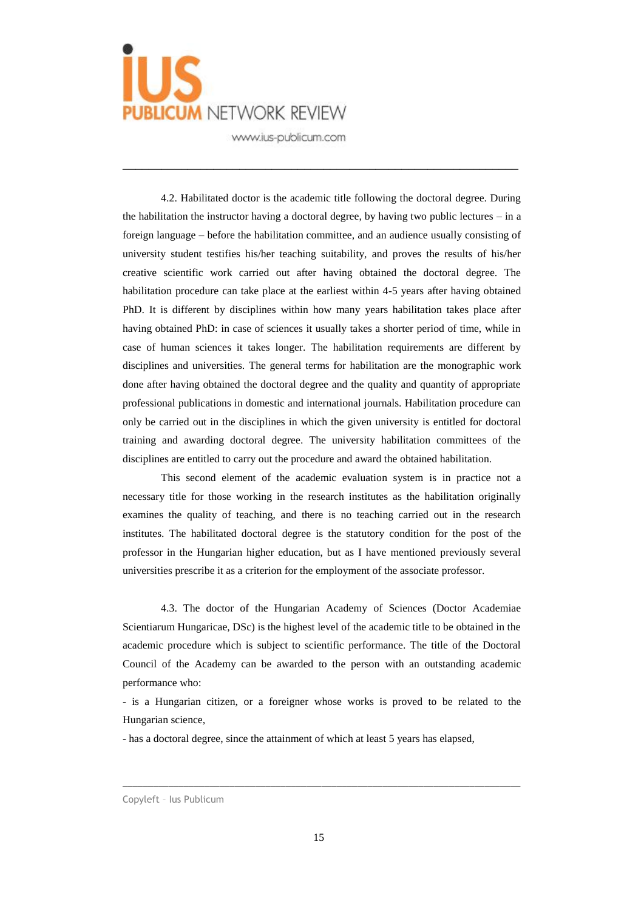4.2. Habilitated doctor is the academic title following the doctoral degree. During the habilitation the instructor having a doctoral degree, by having two public lectures – in a foreign language – before the habilitation committee, and an audience usually consisting of university student testifies his/her teaching suitability, and proves the results of his/her creative scientific work carried out after having obtained the doctoral degree. The habilitation procedure can take place at the earliest within 4-5 years after having obtained PhD. It is different by disciplines within how many years habilitation takes place after having obtained PhD: in case of sciences it usually takes a shorter period of time, while in case of human sciences it takes longer. The habilitation requirements are different by disciplines and universities. The general terms for habilitation are the monographic work done after having obtained the doctoral degree and the quality and quantity of appropriate professional publications in domestic and international journals. Habilitation procedure can only be carried out in the disciplines in which the given university is entitled for doctoral training and awarding doctoral degree. The university habilitation committees of the disciplines are entitled to carry out the procedure and award the obtained habilitation.

This second element of the academic evaluation system is in practice not a necessary title for those working in the research institutes as the habilitation originally examines the quality of teaching, and there is no teaching carried out in the research institutes. The habilitated doctoral degree is the statutory condition for the post of the professor in the Hungarian higher education, but as I have mentioned previously several universities prescribe it as a criterion for the employment of the associate professor.

4.3. The doctor of the Hungarian Academy of Sciences (Doctor Academiae Scientiarum Hungaricae, DSc) is the highest level of the academic title to be obtained in the academic procedure which is subject to scientific performance. The title of the Doctoral Council of the Academy can be awarded to the person with an outstanding academic performance who:

- is a Hungarian citizen, or a foreigner whose works is proved to be related to the Hungarian science,
- has a doctoral degree, since the attainment of which at least 5 years has elapsed,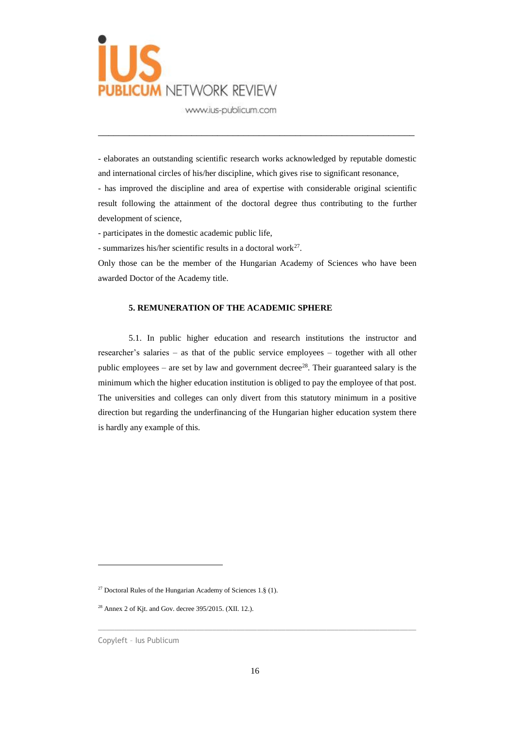- elaborates an outstanding scientific research works acknowledged by reputable domestic and international circles of his/her discipline, which gives rise to significant resonance,
- has improved the discipline and area of expertise with considerable original scientific result following the attainment of the doctoral degree thus contributing to the further development of science,
- participates in the domestic academic public life,
- summarizes his/her scientific results in a doctoral work[27].

Only those can be the member of the Hungarian Academy of Sciences who have been awarded Doctor of the Academy title.

### 5. REMUNERATION OF THE ACADEMIC SPHERE

5.1. In public higher education and research institutions the instructor and researcher's salaries – as that of the public service employees – together with all other public employees – are set by law and government decree[28]. Their guaranteed salary is the minimum which the higher education institution is obliged to pay the employee of that post. The universities and colleges can only divert from this statutory minimum in a positive direction but regarding the underfinancing of the Hungarian higher education system there is hardly any example of this.

---

[27] Doctoral Rules of the Hungarian Academy of Sciences 1.§ (1).

[28] Annex 2 of Kjt. and Gov. decree 395/2015. (XII. 12.).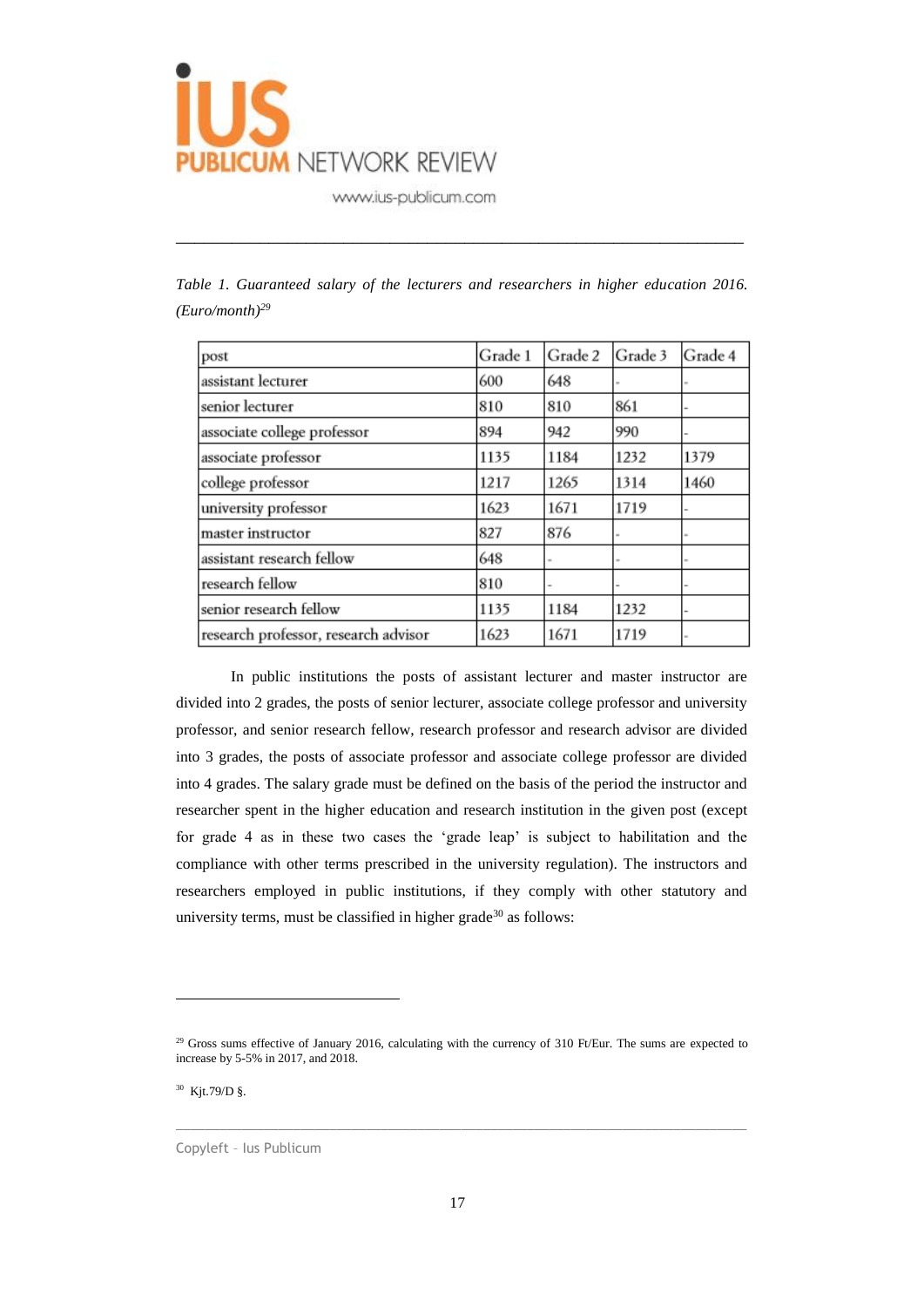*Table 1. Guaranteed salary of the lecturers and researchers in higher education 2016. (Euro/month)*[29]

| post | Grade 1 | Grade 2 | Grade 3 | Grade 4 |
|---|---|---|---|---|
| assistant lecturer | 600 | 648 | - | - |
| senior lecturer | 810 | 810 | 861 | - |
| associate college professor | 894 | 942 | 990 | - |
| associate professor | 1135 | 1184 | 1232 | 1379 |
| college professor | 1217 | 1265 | 1314 | 1460 |
| university professor | 1623 | 1671 | 1719 | - |
| master instructor | 827 | 876 | - | - |
| assistant research fellow | 648 | - | - | - |
| research fellow | 810 | - | - | - |
| senior research fellow | 1135 | 1184 | 1232 | - |
| research professor, research advisor | 1623 | 1671 | 1719 | - |

In public institutions the posts of assistant lecturer and master instructor are divided into 2 grades, the posts of senior lecturer, associate college professor and university professor, and senior research fellow, research professor and research advisor are divided into 3 grades, the posts of associate professor and associate college professor are divided into 4 grades. The salary grade must be defined on the basis of the period the instructor and researcher spent in the higher education and research institution in the given post (except for grade 4 as in these two cases the 'grade leap' is subject to habilitation and the compliance with other terms prescribed in the university regulation). The instructors and researchers employed in public institutions, if they comply with other statutory and university terms, must be classified in higher grade[30] as follows:

---

[29] Gross sums effective of January 2016, calculating with the currency of 310 Ft/Eur. The sums are expected to increase by 5-5% in 2017, and 2018.

[30] Kjt.79/D §.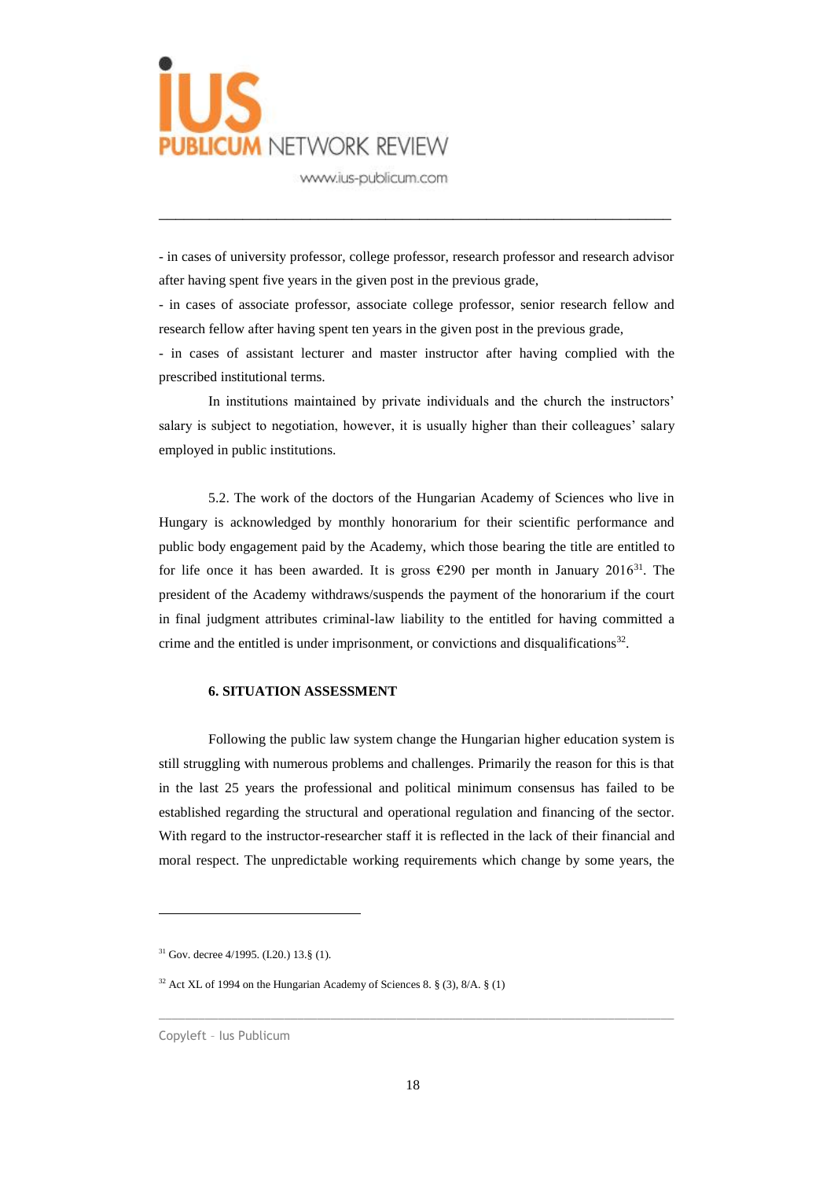- in cases of university professor, college professor, research professor and research advisor after having spent five years in the given post in the previous grade,

- in cases of associate professor, associate college professor, senior research fellow and research fellow after having spent ten years in the given post in the previous grade,

- in cases of assistant lecturer and master instructor after having complied with the prescribed institutional terms.

In institutions maintained by private individuals and the church the instructors' salary is subject to negotiation, however, it is usually higher than their colleagues' salary employed in public institutions.

5.2. The work of the doctors of the Hungarian Academy of Sciences who live in Hungary is acknowledged by monthly honorarium for their scientific performance and public body engagement paid by the Academy, which those bearing the title are entitled to for life once it has been awarded. It is gross €290 per month in January 2016[31]. The president of the Academy withdraws/suspends the payment of the honorarium if the court in final judgment attributes criminal-law liability to the entitled for having committed a crime and the entitled is under imprisonment, or convictions and disqualifications[32].

**6. SITUATION ASSESSMENT**

Following the public law system change the Hungarian higher education system is still struggling with numerous problems and challenges. Primarily the reason for this is that in the last 25 years the professional and political minimum consensus has failed to be established regarding the structural and operational regulation and financing of the sector. With regard to the instructor-researcher staff it is reflected in the lack of their financial and moral respect. The unpredictable working requirements which change by some years, the

---

[31] Gov. decree 4/1995. (I.20.) 13.§ (1).

[32] Act XL of 1994 on the Hungarian Academy of Sciences 8. § (3), 8/A. § (1)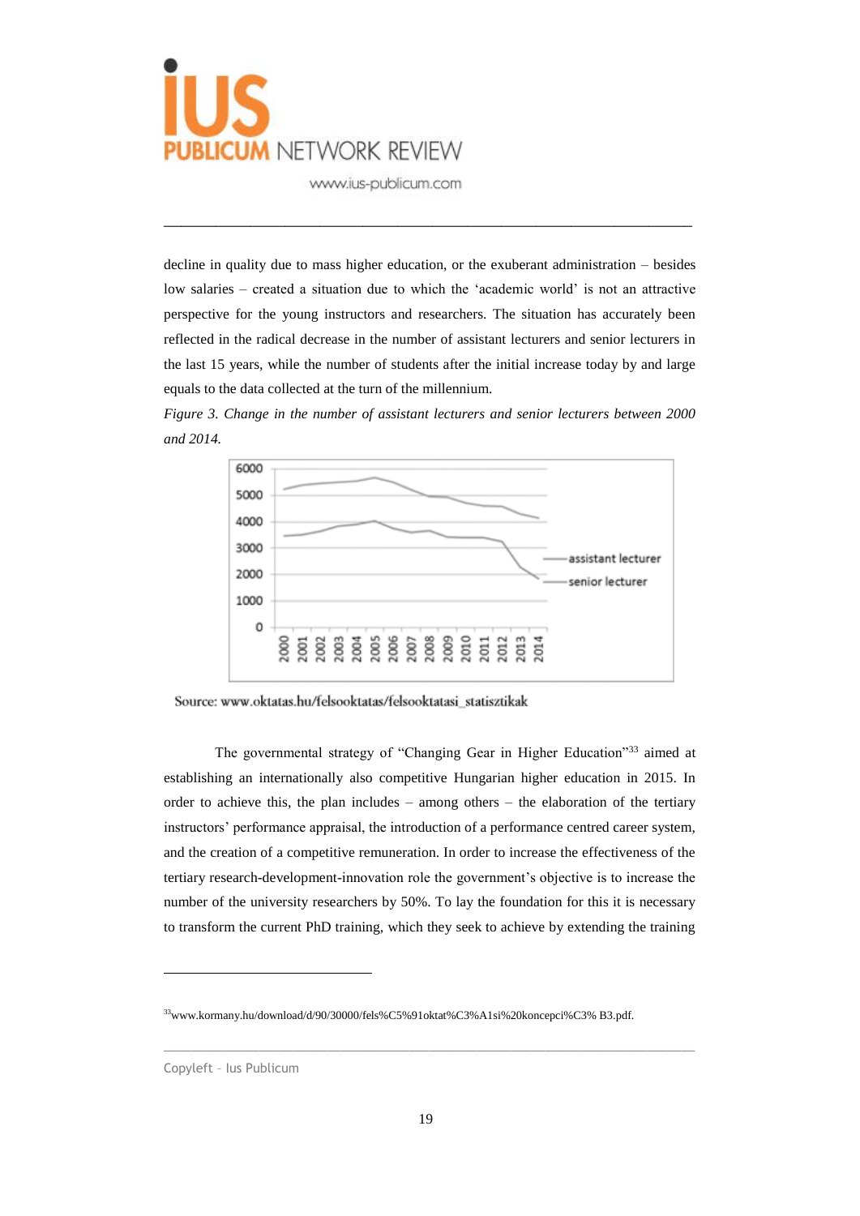decline in quality due to mass higher education, or the exuberant administration – besides low salaries – created a situation due to which the 'academic world' is not an attractive perspective for the young instructors and researchers. The situation has accurately been reflected in the radical decrease in the number of assistant lecturers and senior lecturers in the last 15 years, while the number of students after the initial increase today by and large equals to the data collected at the turn of the millennium.

*Figure 3. Change in the number of assistant lecturers and senior lecturers between 2000 and 2014.*

Source: www.oktatas.hu/felsooktatas/felsooktatasi_statisztikak

The governmental strategy of "Changing Gear in Higher Education"[33] aimed at establishing an internationally also competitive Hungarian higher education in 2015. In order to achieve this, the plan includes – among others – the elaboration of the tertiary instructors' performance appraisal, the introduction of a performance centred career system, and the creation of a competitive remuneration. In order to increase the effectiveness of the tertiary research-development-innovation role the government's objective is to increase the number of the university researchers by 50%. To lay the foundation for this it is necessary to transform the current PhD training, which they seek to achieve by extending the training

[33] www.kormany.hu/download/d/90/30000/fels%C5%91oktat%C3%A1si%20koncepci%C3% B3.pdf.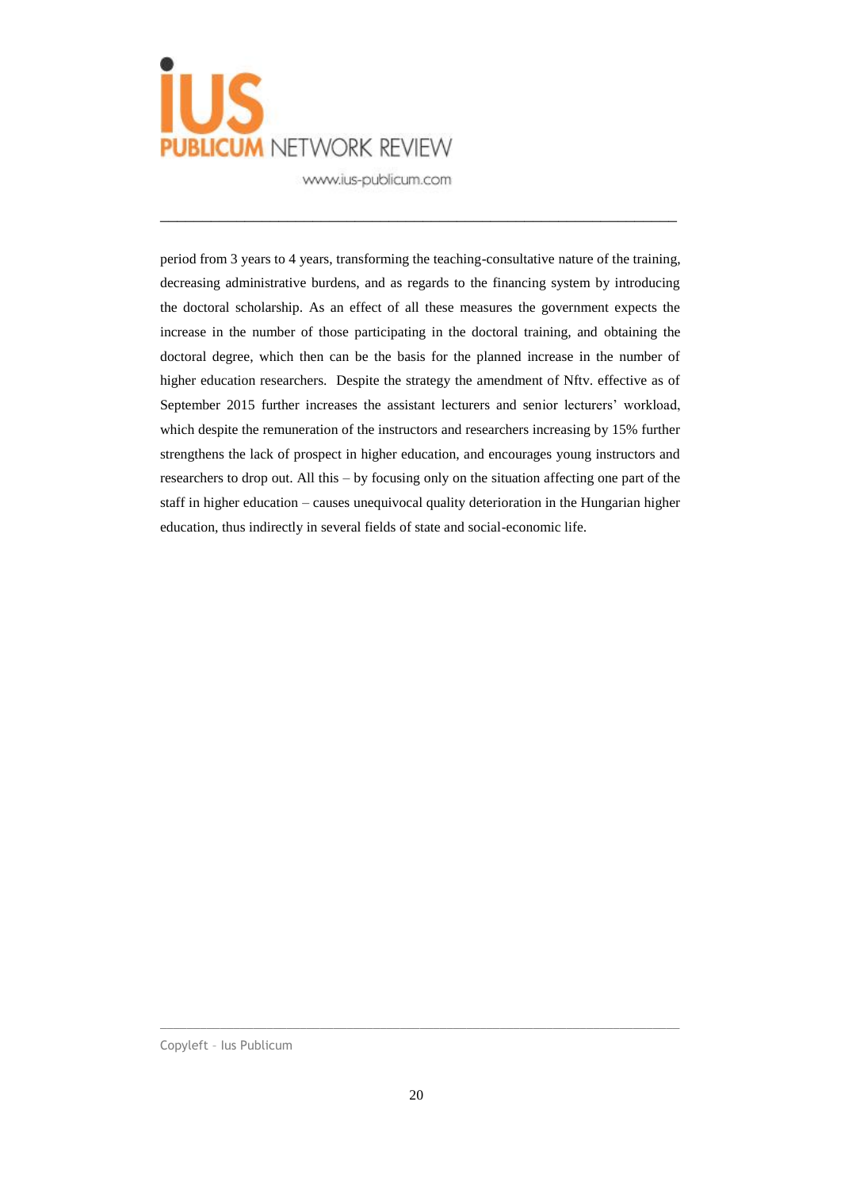period from 3 years to 4 years, transforming the teaching-consultative nature of the training, decreasing administrative burdens, and as regards to the financing system by introducing the doctoral scholarship. As an effect of all these measures the government expects the increase in the number of those participating in the doctoral training, and obtaining the doctoral degree, which then can be the basis for the planned increase in the number of higher education researchers. Despite the strategy the amendment of Nftv. effective as of September 2015 further increases the assistant lecturers and senior lecturers' workload, which despite the remuneration of the instructors and researchers increasing by 15% further strengthens the lack of prospect in higher education, and encourages young instructors and researchers to drop out. All this – by focusing only on the situation affecting one part of the staff in higher education – causes unequivocal quality deterioration in the Hungarian higher education, thus indirectly in several fields of state and social-economic life.